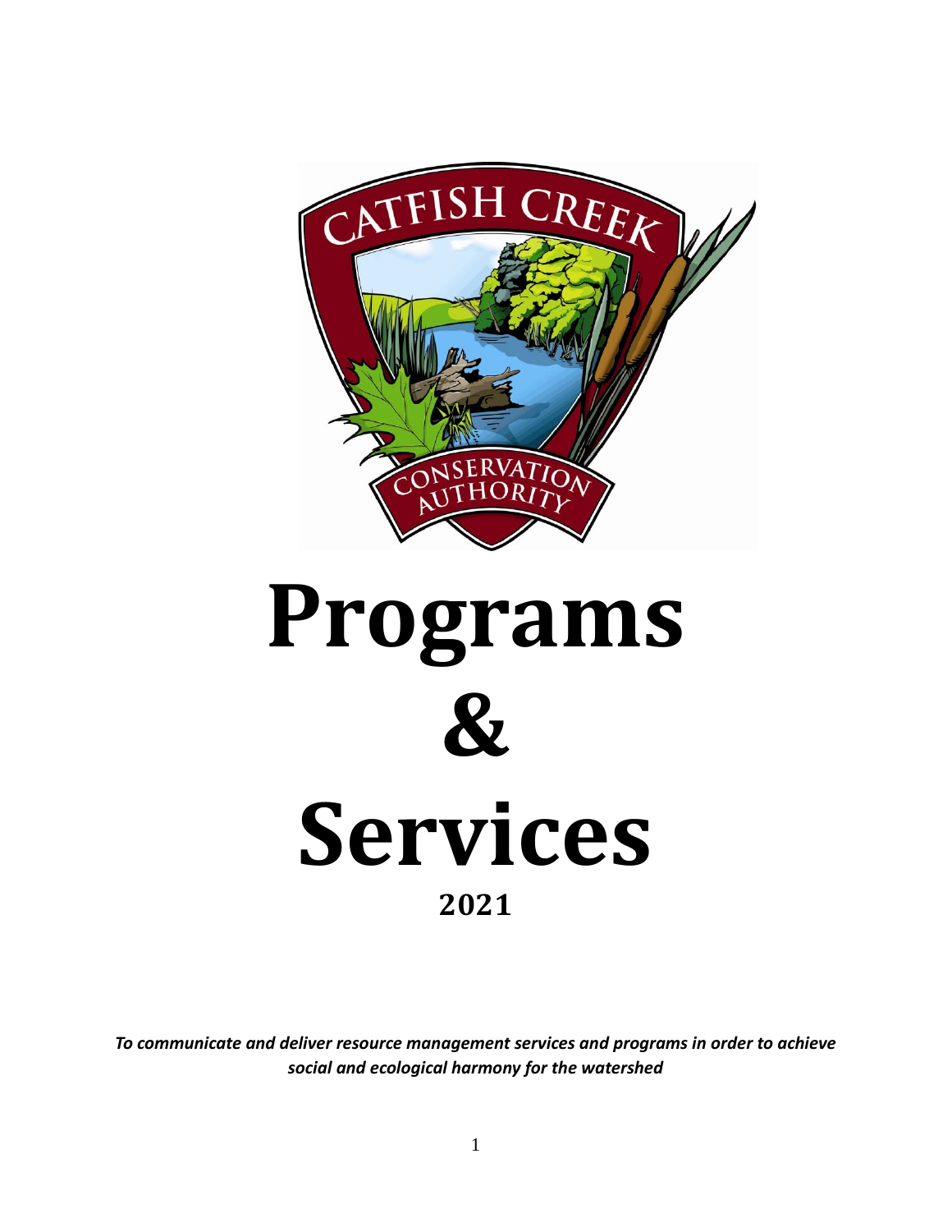# Programs

# &

# Services

## 2021

***To communicate and deliver resource management services and programs in order to achieve social and ecological harmony for the watershed***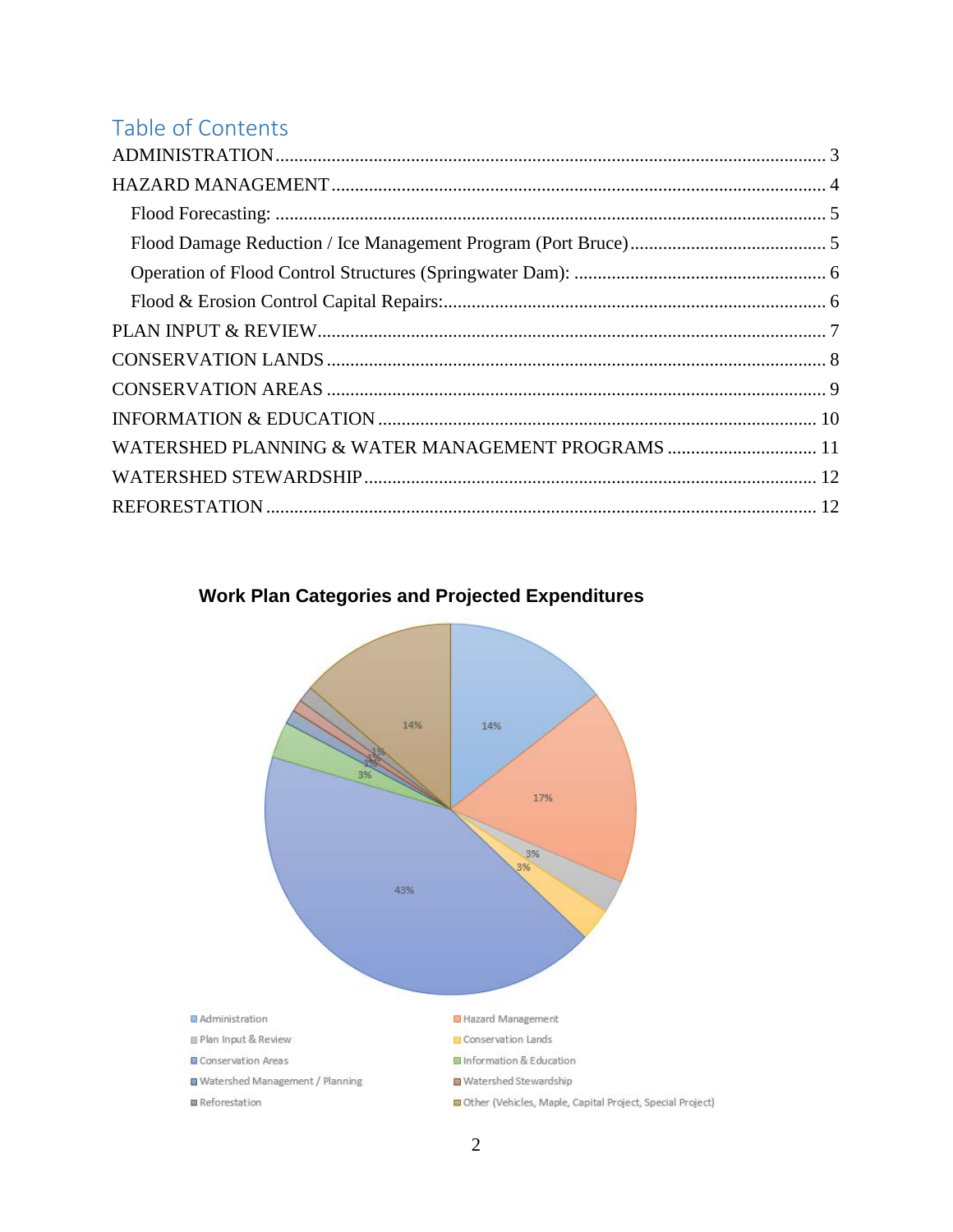## Table of Contents

ADMINISTRATION .................................................................... 3

HAZARD MANAGEMENT .............................................................. 4

- Flood Forecasting: ........................................................................ 5
- Flood Damage Reduction / Ice Management Program (Port Bruce) .............. 5
- Operation of Flood Control Structures (Springwater Dam): ........................ 6
- Flood & Erosion Control Capital Repairs: .............................................. 6

PLAN INPUT & REVIEW .............................................................. 7

CONSERVATION LANDS ............................................................. 8

CONSERVATION AREAS ............................................................. 9

INFORMATION & EDUCATION ..................................................... 10

WATERSHED PLANNING & WATER MANAGEMENT PROGRAMS ............ 11

WATERSHED STEWARDSHIP ....................................................... 12

REFORESTATION ....................................................................... 12

**Work Plan Categories and Projected Expenditures**

| Category | Projected Expenditure |
| --- | --- |
| Administration | 14% |
| Hazard Management | 17% |
| Plan Input & Review | 3% |
| Conservation Lands | 3% |
| Conservation Areas | 43% |
| Information & Education | 3% |
| Watershed Management / Planning | 1% |
| Watershed Stewardship | 1% |
| Reforestation | 1% |
| Other (Vehicles, Maple, Capital Project, Special Project) | 14% |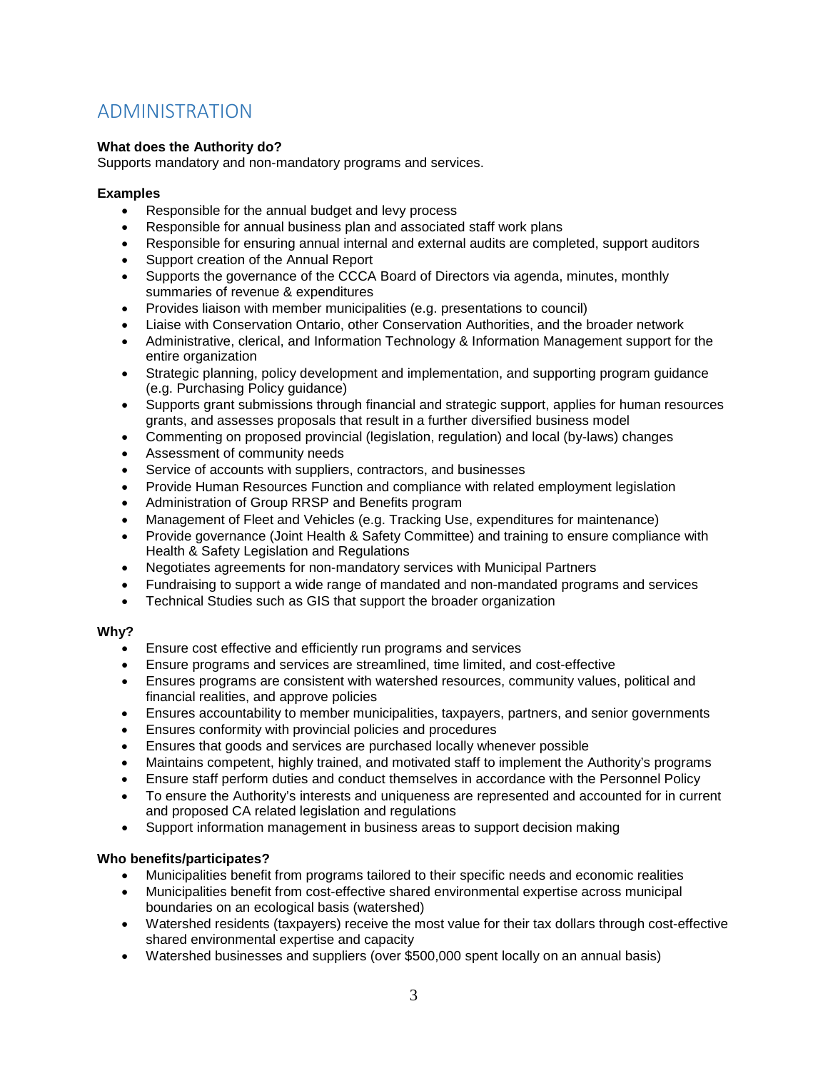# ADMINISTRATION

**What does the Authority do?**
Supports mandatory and non-mandatory programs and services.

**Examples**

- Responsible for the annual budget and levy process
- Responsible for annual business plan and associated staff work plans
- Responsible for ensuring annual internal and external audits are completed, support auditors
- Support creation of the Annual Report
- Supports the governance of the CCCA Board of Directors via agenda, minutes, monthly summaries of revenue & expenditures
- Provides liaison with member municipalities (e.g. presentations to council)
- Liaise with Conservation Ontario, other Conservation Authorities, and the broader network
- Administrative, clerical, and Information Technology & Information Management support for the entire organization
- Strategic planning, policy development and implementation, and supporting program guidance (e.g. Purchasing Policy guidance)
- Supports grant submissions through financial and strategic support, applies for human resources grants, and assesses proposals that result in a further diversified business model
- Commenting on proposed provincial (legislation, regulation) and local (by-laws) changes
- Assessment of community needs
- Service of accounts with suppliers, contractors, and businesses
- Provide Human Resources Function and compliance with related employment legislation
- Administration of Group RRSP and Benefits program
- Management of Fleet and Vehicles (e.g. Tracking Use, expenditures for maintenance)
- Provide governance (Joint Health & Safety Committee) and training to ensure compliance with Health & Safety Legislation and Regulations
- Negotiates agreements for non-mandatory services with Municipal Partners
- Fundraising to support a wide range of mandated and non-mandated programs and services
- Technical Studies such as GIS that support the broader organization

**Why?**

- Ensure cost effective and efficiently run programs and services
- Ensure programs and services are streamlined, time limited, and cost-effective
- Ensures programs are consistent with watershed resources, community values, political and financial realities, and approve policies
- Ensures accountability to member municipalities, taxpayers, partners, and senior governments
- Ensures conformity with provincial policies and procedures
- Ensures that goods and services are purchased locally whenever possible
- Maintains competent, highly trained, and motivated staff to implement the Authority's programs
- Ensure staff perform duties and conduct themselves in accordance with the Personnel Policy
- To ensure the Authority's interests and uniqueness are represented and accounted for in current and proposed CA related legislation and regulations
- Support information management in business areas to support decision making

**Who benefits/participates?**

- Municipalities benefit from programs tailored to their specific needs and economic realities
- Municipalities benefit from cost-effective shared environmental expertise across municipal boundaries on an ecological basis (watershed)
- Watershed residents (taxpayers) receive the most value for their tax dollars through cost-effective shared environmental expertise and capacity
- Watershed businesses and suppliers (over $500,000 spent locally on an annual basis)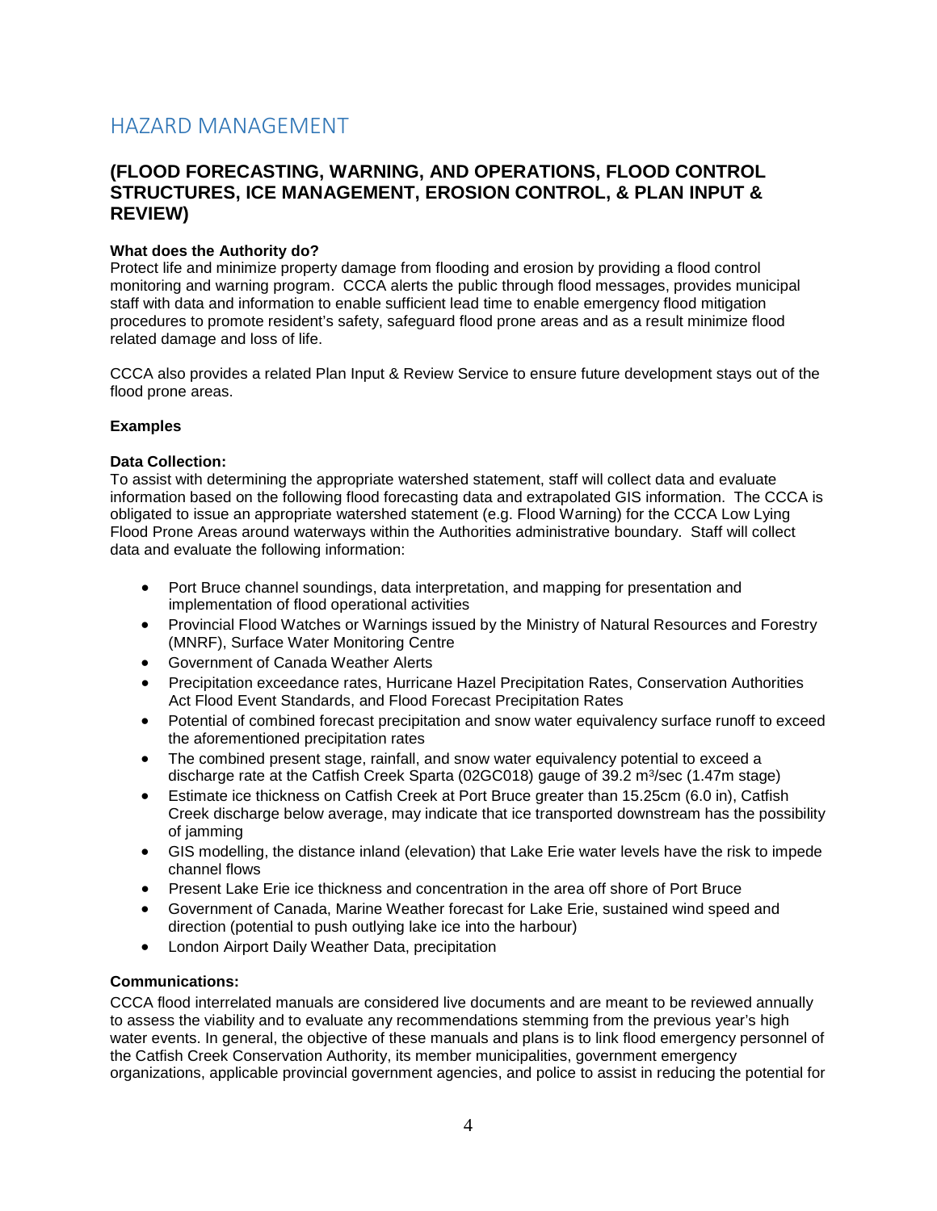# HAZARD MANAGEMENT

## (FLOOD FORECASTING, WARNING, AND OPERATIONS, FLOOD CONTROL STRUCTURES, ICE MANAGEMENT, EROSION CONTROL, & PLAN INPUT & REVIEW)

**What does the Authority do?**

Protect life and minimize property damage from flooding and erosion by providing a flood control monitoring and warning program. CCCA alerts the public through flood messages, provides municipal staff with data and information to enable sufficient lead time to enable emergency flood mitigation procedures to promote resident's safety, safeguard flood prone areas and as a result minimize flood related damage and loss of life.

CCCA also provides a related Plan Input & Review Service to ensure future development stays out of the flood prone areas.

**Examples**

**Data Collection:**

To assist with determining the appropriate watershed statement, staff will collect data and evaluate information based on the following flood forecasting data and extrapolated GIS information. The CCCA is obligated to issue an appropriate watershed statement (e.g. Flood Warning) for the CCCA Low Lying Flood Prone Areas around waterways within the Authorities administrative boundary. Staff will collect data and evaluate the following information:

- Port Bruce channel soundings, data interpretation, and mapping for presentation and implementation of flood operational activities
- Provincial Flood Watches or Warnings issued by the Ministry of Natural Resources and Forestry (MNRF), Surface Water Monitoring Centre
- Government of Canada Weather Alerts
- Precipitation exceedance rates, Hurricane Hazel Precipitation Rates, Conservation Authorities Act Flood Event Standards, and Flood Forecast Precipitation Rates
- Potential of combined forecast precipitation and snow water equivalency surface runoff to exceed the aforementioned precipitation rates
- The combined present stage, rainfall, and snow water equivalency potential to exceed a discharge rate at the Catfish Creek Sparta (02GC018) gauge of 39.2 $m^3$/sec (1.47m stage)
- Estimate ice thickness on Catfish Creek at Port Bruce greater than 15.25cm (6.0 in), Catfish Creek discharge below average, may indicate that ice transported downstream has the possibility of jamming
- GIS modelling, the distance inland (elevation) that Lake Erie water levels have the risk to impede channel flows
- Present Lake Erie ice thickness and concentration in the area off shore of Port Bruce
- Government of Canada, Marine Weather forecast for Lake Erie, sustained wind speed and direction (potential to push outlying lake ice into the harbour)
- London Airport Daily Weather Data, precipitation

**Communications:**

CCCA flood interrelated manuals are considered live documents and are meant to be reviewed annually to assess the viability and to evaluate any recommendations stemming from the previous year's high water events. In general, the objective of these manuals and plans is to link flood emergency personnel of the Catfish Creek Conservation Authority, its member municipalities, government emergency organizations, applicable provincial government agencies, and police to assist in reducing the potential for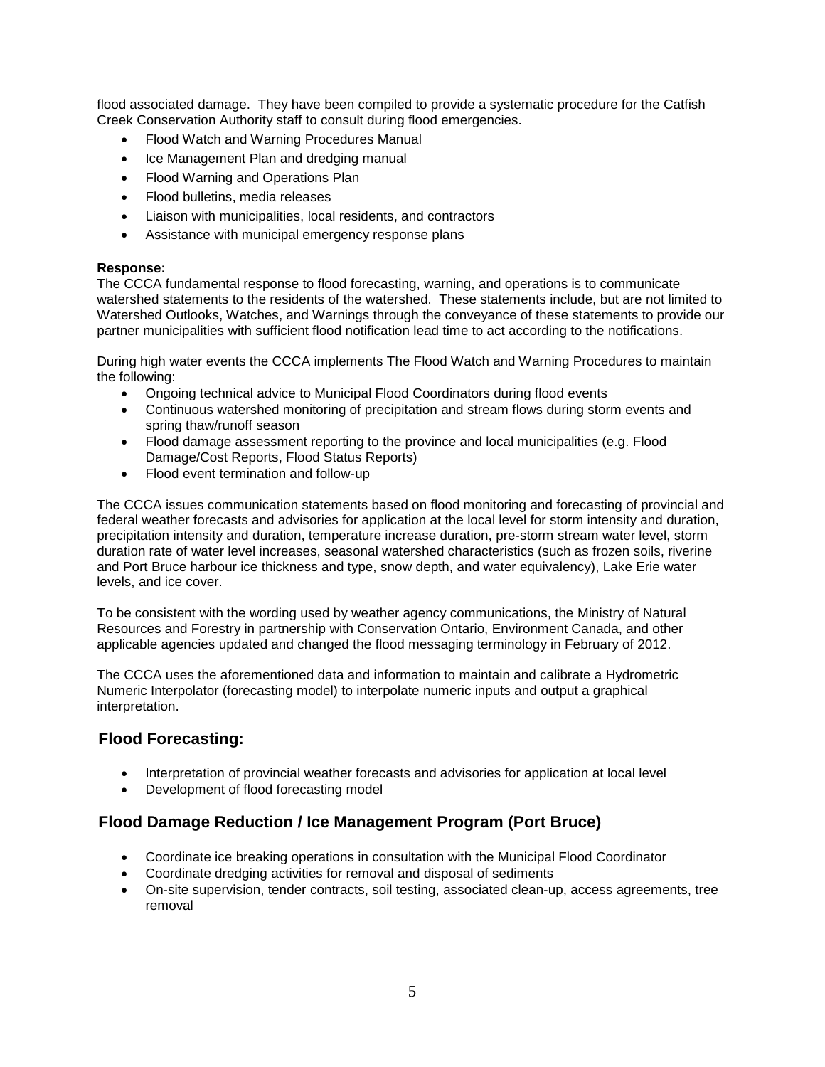flood associated damage. They have been compiled to provide a systematic procedure for the Catfish Creek Conservation Authority staff to consult during flood emergencies.

- Flood Watch and Warning Procedures Manual
- Ice Management Plan and dredging manual
- Flood Warning and Operations Plan
- Flood bulletins, media releases
- Liaison with municipalities, local residents, and contractors
- Assistance with municipal emergency response plans

**Response:**
The CCCA fundamental response to flood forecasting, warning, and operations is to communicate watershed statements to the residents of the watershed. These statements include, but are not limited to Watershed Outlooks, Watches, and Warnings through the conveyance of these statements to provide our partner municipalities with sufficient flood notification lead time to act according to the notifications.

During high water events the CCCA implements The Flood Watch and Warning Procedures to maintain the following:

- Ongoing technical advice to Municipal Flood Coordinators during flood events
- Continuous watershed monitoring of precipitation and stream flows during storm events and spring thaw/runoff season
- Flood damage assessment reporting to the province and local municipalities (e.g. Flood Damage/Cost Reports, Flood Status Reports)
- Flood event termination and follow-up

The CCCA issues communication statements based on flood monitoring and forecasting of provincial and federal weather forecasts and advisories for application at the local level for storm intensity and duration, precipitation intensity and duration, temperature increase duration, pre-storm stream water level, storm duration rate of water level increases, seasonal watershed characteristics (such as frozen soils, riverine and Port Bruce harbour ice thickness and type, snow depth, and water equivalency), Lake Erie water levels, and ice cover.

To be consistent with the wording used by weather agency communications, the Ministry of Natural Resources and Forestry in partnership with Conservation Ontario, Environment Canada, and other applicable agencies updated and changed the flood messaging terminology in February of 2012.

The CCCA uses the aforementioned data and information to maintain and calibrate a Hydrometric Numeric Interpolator (forecasting model) to interpolate numeric inputs and output a graphical interpretation.

## Flood Forecasting:

- Interpretation of provincial weather forecasts and advisories for application at local level
- Development of flood forecasting model

## Flood Damage Reduction / Ice Management Program (Port Bruce)

- Coordinate ice breaking operations in consultation with the Municipal Flood Coordinator
- Coordinate dredging activities for removal and disposal of sediments
- On-site supervision, tender contracts, soil testing, associated clean-up, access agreements, tree removal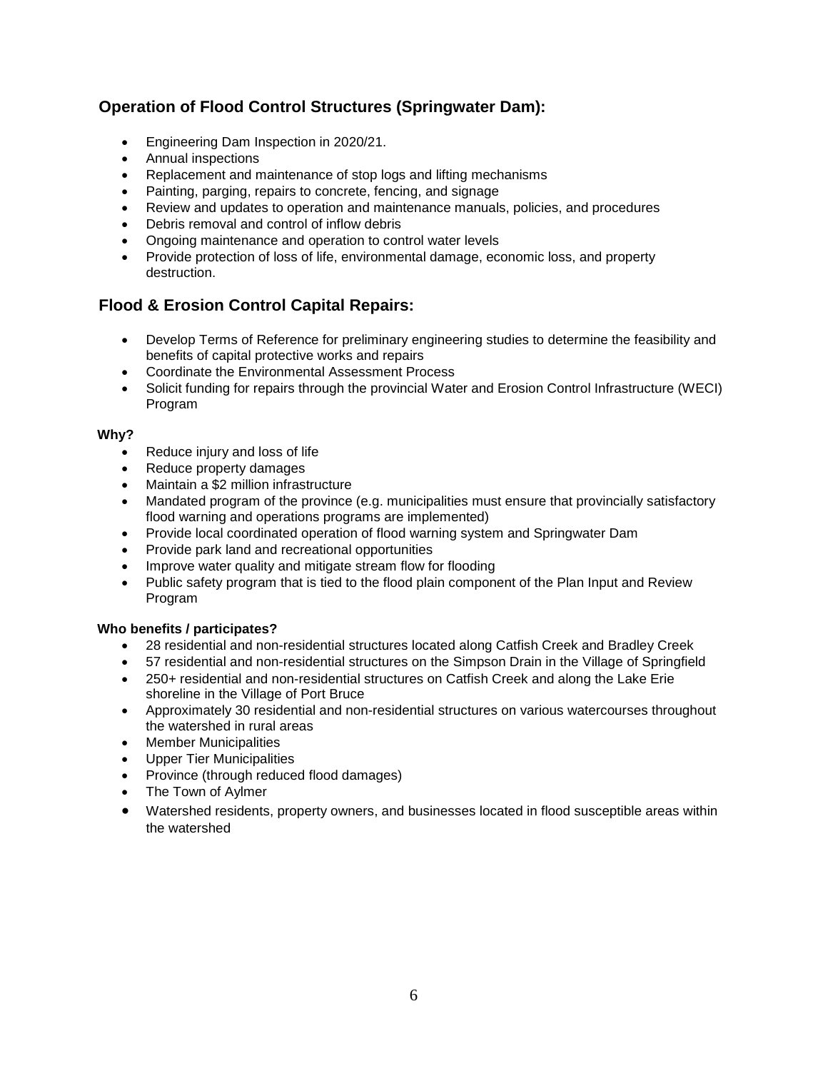## Operation of Flood Control Structures (Springwater Dam):

- Engineering Dam Inspection in 2020/21.
- Annual inspections
- Replacement and maintenance of stop logs and lifting mechanisms
- Painting, parging, repairs to concrete, fencing, and signage
- Review and updates to operation and maintenance manuals, policies, and procedures
- Debris removal and control of inflow debris
- Ongoing maintenance and operation to control water levels
- Provide protection of loss of life, environmental damage, economic loss, and property destruction.

## Flood & Erosion Control Capital Repairs:

- Develop Terms of Reference for preliminary engineering studies to determine the feasibility and benefits of capital protective works and repairs
- Coordinate the Environmental Assessment Process
- Solicit funding for repairs through the provincial Water and Erosion Control Infrastructure (WECI) Program

**Why?**

- Reduce injury and loss of life
- Reduce property damages
- Maintain a $2 million infrastructure
- Mandated program of the province (e.g. municipalities must ensure that provincially satisfactory flood warning and operations programs are implemented)
- Provide local coordinated operation of flood warning system and Springwater Dam
- Provide park land and recreational opportunities
- Improve water quality and mitigate stream flow for flooding
- Public safety program that is tied to the flood plain component of the Plan Input and Review Program

**Who benefits / participates?**

- 28 residential and non-residential structures located along Catfish Creek and Bradley Creek
- 57 residential and non-residential structures on the Simpson Drain in the Village of Springfield
- 250+ residential and non-residential structures on Catfish Creek and along the Lake Erie shoreline in the Village of Port Bruce
- Approximately 30 residential and non-residential structures on various watercourses throughout the watershed in rural areas
- Member Municipalities
- Upper Tier Municipalities
- Province (through reduced flood damages)
- The Town of Aylmer
- Watershed residents, property owners, and businesses located in flood susceptible areas within the watershed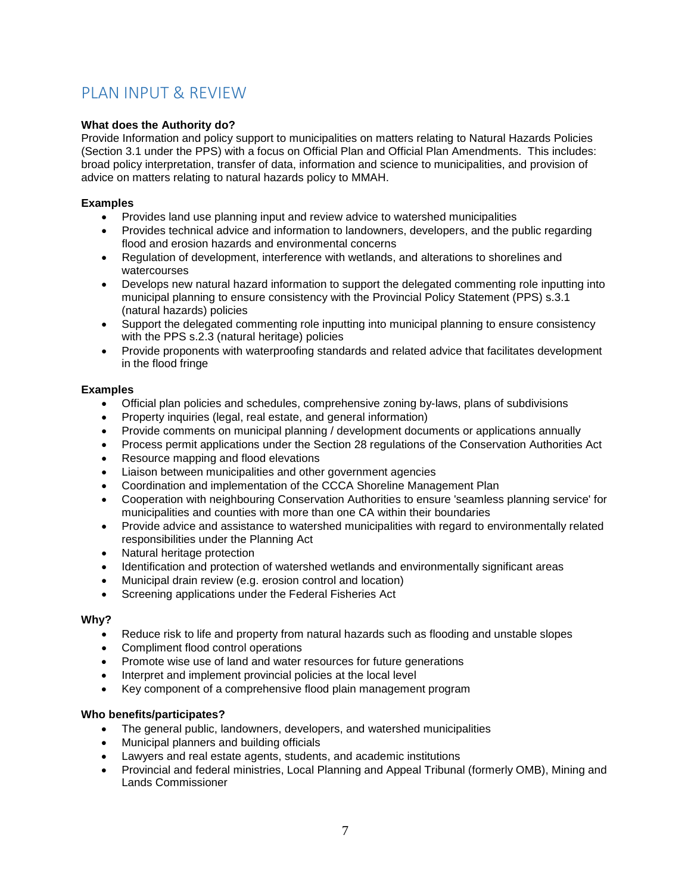## PLAN INPUT & REVIEW

**What does the Authority do?**
Provide Information and policy support to municipalities on matters relating to Natural Hazards Policies (Section 3.1 under the PPS) with a focus on Official Plan and Official Plan Amendments. This includes: broad policy interpretation, transfer of data, information and science to municipalities, and provision of advice on matters relating to natural hazards policy to MMAH.

**Examples**

- Provides land use planning input and review advice to watershed municipalities
- Provides technical advice and information to landowners, developers, and the public regarding flood and erosion hazards and environmental concerns
- Regulation of development, interference with wetlands, and alterations to shorelines and watercourses
- Develops new natural hazard information to support the delegated commenting role inputting into municipal planning to ensure consistency with the Provincial Policy Statement (PPS) s.3.1 (natural hazards) policies
- Support the delegated commenting role inputting into municipal planning to ensure consistency with the PPS s.2.3 (natural heritage) policies
- Provide proponents with waterproofing standards and related advice that facilitates development in the flood fringe

**Examples**

- Official plan policies and schedules, comprehensive zoning by-laws, plans of subdivisions
- Property inquiries (legal, real estate, and general information)
- Provide comments on municipal planning / development documents or applications annually
- Process permit applications under the Section 28 regulations of the Conservation Authorities Act
- Resource mapping and flood elevations
- Liaison between municipalities and other government agencies
- Coordination and implementation of the CCCA Shoreline Management Plan
- Cooperation with neighbouring Conservation Authorities to ensure 'seamless planning service' for municipalities and counties with more than one CA within their boundaries
- Provide advice and assistance to watershed municipalities with regard to environmentally related responsibilities under the Planning Act
- Natural heritage protection
- Identification and protection of watershed wetlands and environmentally significant areas
- Municipal drain review (e.g. erosion control and location)
- Screening applications under the Federal Fisheries Act

**Why?**

- Reduce risk to life and property from natural hazards such as flooding and unstable slopes
- Compliment flood control operations
- Promote wise use of land and water resources for future generations
- Interpret and implement provincial policies at the local level
- Key component of a comprehensive flood plain management program

**Who benefits/participates?**

- The general public, landowners, developers, and watershed municipalities
- Municipal planners and building officials
- Lawyers and real estate agents, students, and academic institutions
- Provincial and federal ministries, Local Planning and Appeal Tribunal (formerly OMB), Mining and Lands Commissioner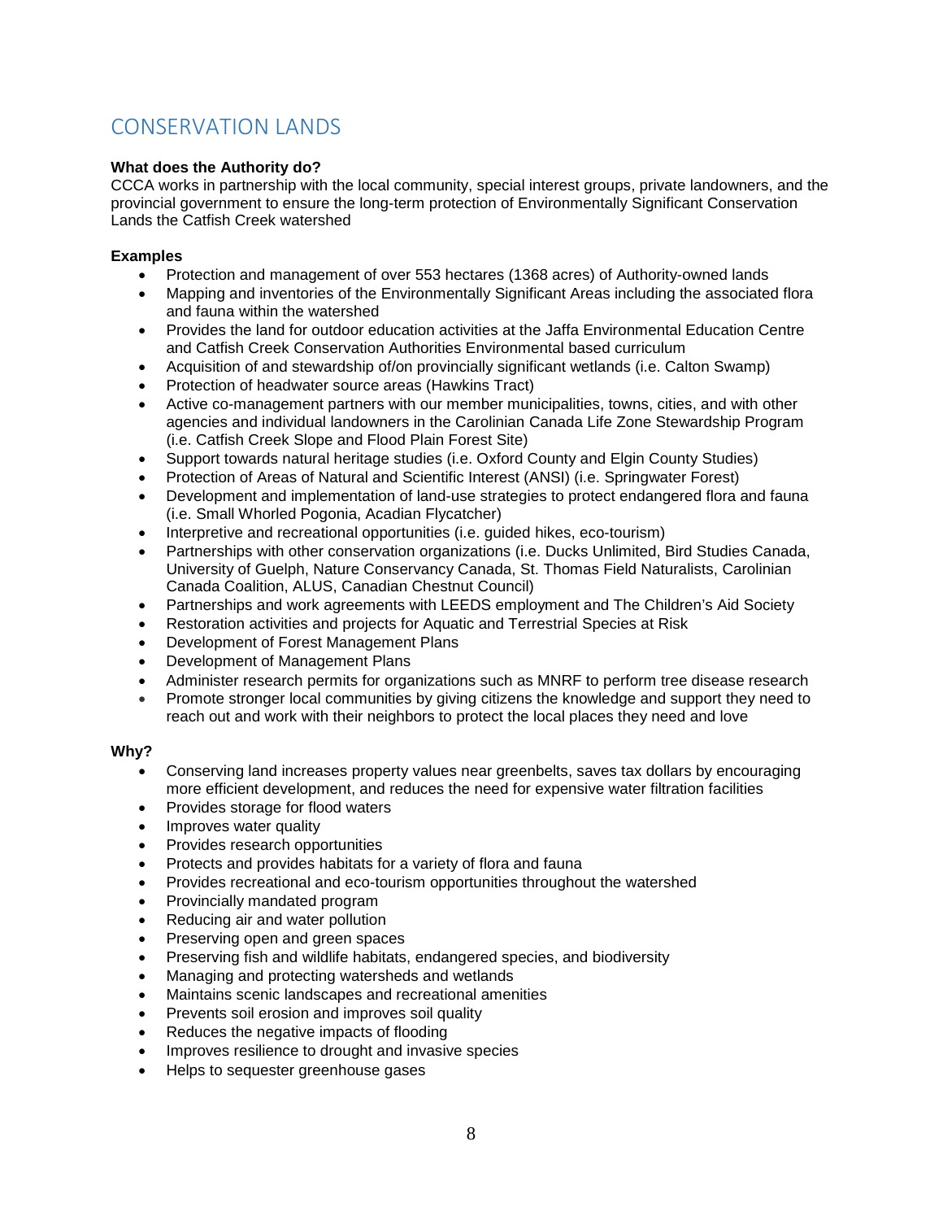## CONSERVATION LANDS

**What does the Authority do?**
CCCA works in partnership with the local community, special interest groups, private landowners, and the provincial government to ensure the long-term protection of Environmentally Significant Conservation Lands the Catfish Creek watershed

**Examples**

- Protection and management of over 553 hectares (1368 acres) of Authority-owned lands
- Mapping and inventories of the Environmentally Significant Areas including the associated flora and fauna within the watershed
- Provides the land for outdoor education activities at the Jaffa Environmental Education Centre and Catfish Creek Conservation Authorities Environmental based curriculum
- Acquisition of and stewardship of/on provincially significant wetlands (i.e. Calton Swamp)
- Protection of headwater source areas (Hawkins Tract)
- Active co-management partners with our member municipalities, towns, cities, and with other agencies and individual landowners in the Carolinian Canada Life Zone Stewardship Program (i.e. Catfish Creek Slope and Flood Plain Forest Site)
- Support towards natural heritage studies (i.e. Oxford County and Elgin County Studies)
- Protection of Areas of Natural and Scientific Interest (ANSI) (i.e. Springwater Forest)
- Development and implementation of land-use strategies to protect endangered flora and fauna (i.e. Small Whorled Pogonia, Acadian Flycatcher)
- Interpretive and recreational opportunities (i.e. guided hikes, eco-tourism)
- Partnerships with other conservation organizations (i.e. Ducks Unlimited, Bird Studies Canada, University of Guelph, Nature Conservancy Canada, St. Thomas Field Naturalists, Carolinian Canada Coalition, ALUS, Canadian Chestnut Council)
- Partnerships and work agreements with LEEDS employment and The Children's Aid Society
- Restoration activities and projects for Aquatic and Terrestrial Species at Risk
- Development of Forest Management Plans
- Development of Management Plans
- Administer research permits for organizations such as MNRF to perform tree disease research
- Promote stronger local communities by giving citizens the knowledge and support they need to reach out and work with their neighbors to protect the local places they need and love

**Why?**

- Conserving land increases property values near greenbelts, saves tax dollars by encouraging more efficient development, and reduces the need for expensive water filtration facilities
- Provides storage for flood waters
- Improves water quality
- Provides research opportunities
- Protects and provides habitats for a variety of flora and fauna
- Provides recreational and eco-tourism opportunities throughout the watershed
- Provincially mandated program
- Reducing air and water pollution
- Preserving open and green spaces
- Preserving fish and wildlife habitats, endangered species, and biodiversity
- Managing and protecting watersheds and wetlands
- Maintains scenic landscapes and recreational amenities
- Prevents soil erosion and improves soil quality
- Reduces the negative impacts of flooding
- Improves resilience to drought and invasive species
- Helps to sequester greenhouse gases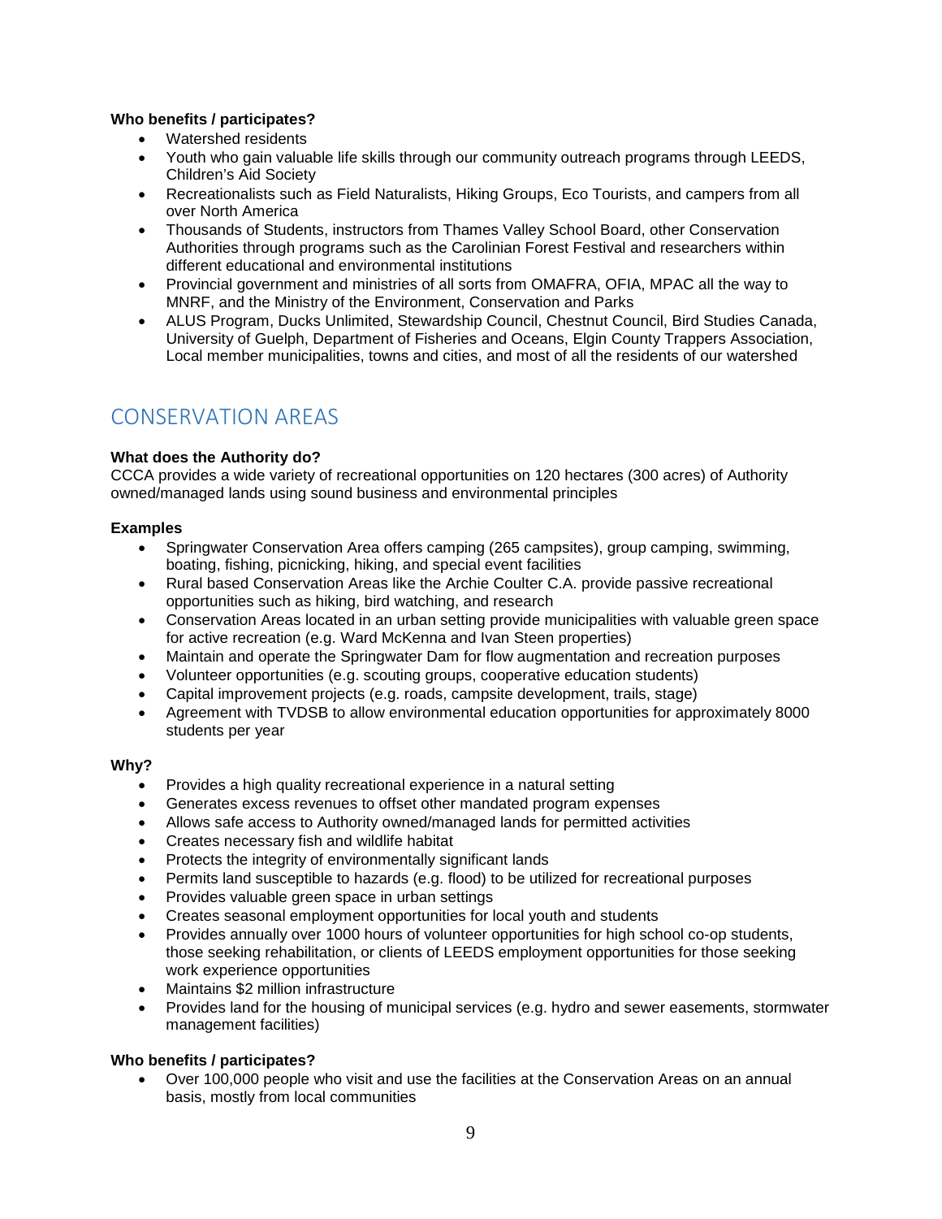**Who benefits / participates?**

- Watershed residents
- Youth who gain valuable life skills through our community outreach programs through LEEDS, Children's Aid Society
- Recreationalists such as Field Naturalists, Hiking Groups, Eco Tourists, and campers from all over North America
- Thousands of Students, instructors from Thames Valley School Board, other Conservation Authorities through programs such as the Carolinian Forest Festival and researchers within different educational and environmental institutions
- Provincial government and ministries of all sorts from OMAFRA, OFIA, MPAC all the way to MNRF, and the Ministry of the Environment, Conservation and Parks
- ALUS Program, Ducks Unlimited, Stewardship Council, Chestnut Council, Bird Studies Canada, University of Guelph, Department of Fisheries and Oceans, Elgin County Trappers Association, Local member municipalities, towns and cities, and most of all the residents of our watershed

## CONSERVATION AREAS

**What does the Authority do?**

CCCA provides a wide variety of recreational opportunities on 120 hectares (300 acres) of Authority owned/managed lands using sound business and environmental principles

**Examples**

- Springwater Conservation Area offers camping (265 campsites), group camping, swimming, boating, fishing, picnicking, hiking, and special event facilities
- Rural based Conservation Areas like the Archie Coulter C.A. provide passive recreational opportunities such as hiking, bird watching, and research
- Conservation Areas located in an urban setting provide municipalities with valuable green space for active recreation (e.g. Ward McKenna and Ivan Steen properties)
- Maintain and operate the Springwater Dam for flow augmentation and recreation purposes
- Volunteer opportunities (e.g. scouting groups, cooperative education students)
- Capital improvement projects (e.g. roads, campsite development, trails, stage)
- Agreement with TVDSB to allow environmental education opportunities for approximately 8000 students per year

**Why?**

- Provides a high quality recreational experience in a natural setting
- Generates excess revenues to offset other mandated program expenses
- Allows safe access to Authority owned/managed lands for permitted activities
- Creates necessary fish and wildlife habitat
- Protects the integrity of environmentally significant lands
- Permits land susceptible to hazards (e.g. flood) to be utilized for recreational purposes
- Provides valuable green space in urban settings
- Creates seasonal employment opportunities for local youth and students
- Provides annually over 1000 hours of volunteer opportunities for high school co-op students, those seeking rehabilitation, or clients of LEEDS employment opportunities for those seeking work experience opportunities
- Maintains $2 million infrastructure
- Provides land for the housing of municipal services (e.g. hydro and sewer easements, stormwater management facilities)

**Who benefits / participates?**

- Over 100,000 people who visit and use the facilities at the Conservation Areas on an annual basis, mostly from local communities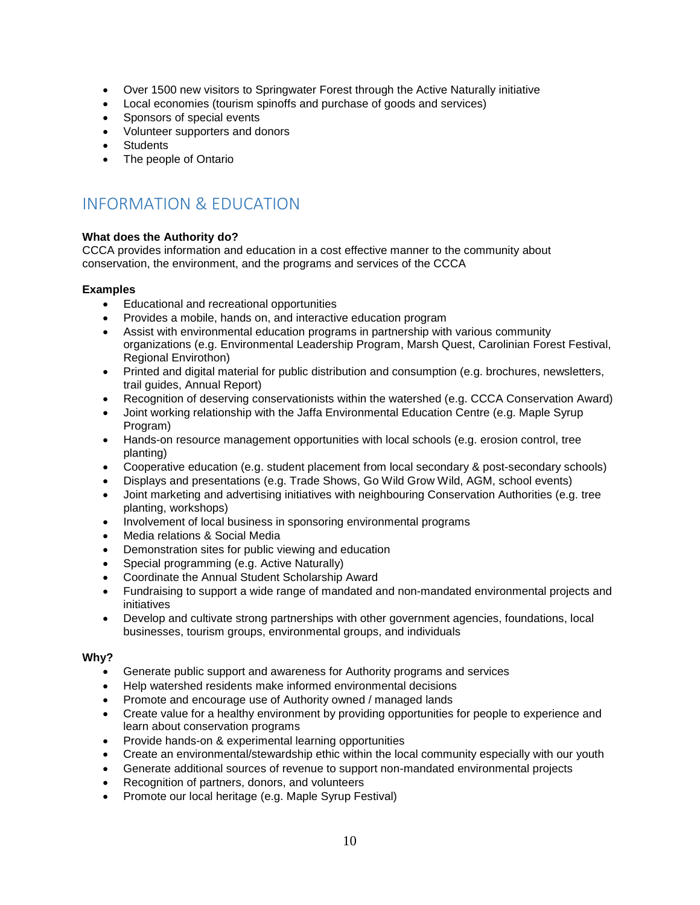- Over 1500 new visitors to Springwater Forest through the Active Naturally initiative
- Local economies (tourism spinoffs and purchase of goods and services)
- Sponsors of special events
- Volunteer supporters and donors
- Students
- The people of Ontario

## INFORMATION & EDUCATION

**What does the Authority do?**
CCCA provides information and education in a cost effective manner to the community about conservation, the environment, and the programs and services of the CCCA

**Examples**

- Educational and recreational opportunities
- Provides a mobile, hands on, and interactive education program
- Assist with environmental education programs in partnership with various community organizations (e.g. Environmental Leadership Program, Marsh Quest, Carolinian Forest Festival, Regional Envirothon)
- Printed and digital material for public distribution and consumption (e.g. brochures, newsletters, trail guides, Annual Report)
- Recognition of deserving conservationists within the watershed (e.g. CCCA Conservation Award)
- Joint working relationship with the Jaffa Environmental Education Centre (e.g. Maple Syrup Program)
- Hands-on resource management opportunities with local schools (e.g. erosion control, tree planting)
- Cooperative education (e.g. student placement from local secondary & post-secondary schools)
- Displays and presentations (e.g. Trade Shows, Go Wild Grow Wild, AGM, school events)
- Joint marketing and advertising initiatives with neighbouring Conservation Authorities (e.g. tree planting, workshops)
- Involvement of local business in sponsoring environmental programs
- Media relations & Social Media
- Demonstration sites for public viewing and education
- Special programming (e.g. Active Naturally)
- Coordinate the Annual Student Scholarship Award
- Fundraising to support a wide range of mandated and non-mandated environmental projects and initiatives
- Develop and cultivate strong partnerships with other government agencies, foundations, local businesses, tourism groups, environmental groups, and individuals

**Why?**

- Generate public support and awareness for Authority programs and services
- Help watershed residents make informed environmental decisions
- Promote and encourage use of Authority owned / managed lands
- Create value for a healthy environment by providing opportunities for people to experience and learn about conservation programs
- Provide hands-on & experimental learning opportunities
- Create an environmental/stewardship ethic within the local community especially with our youth
- Generate additional sources of revenue to support non-mandated environmental projects
- Recognition of partners, donors, and volunteers
- Promote our local heritage (e.g. Maple Syrup Festival)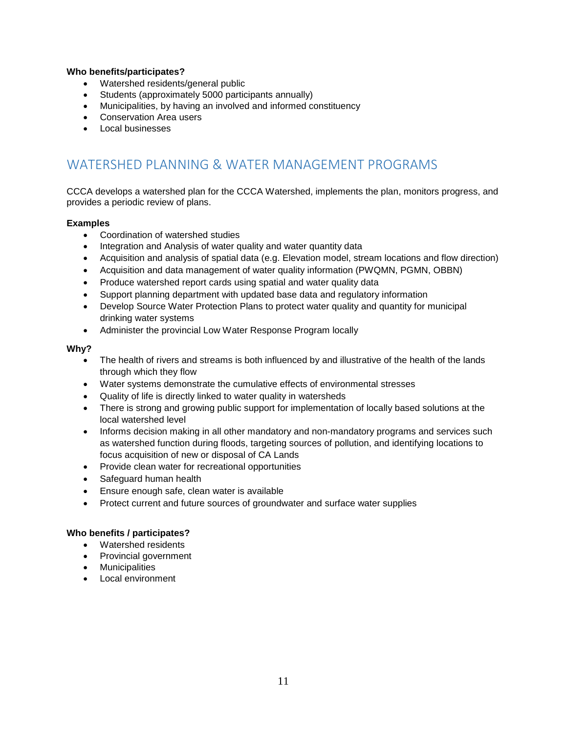**Who benefits/participates?**

- Watershed residents/general public
- Students (approximately 5000 participants annually)
- Municipalities, by having an involved and informed constituency
- Conservation Area users
- Local businesses

## WATERSHED PLANNING & WATER MANAGEMENT PROGRAMS

CCCA develops a watershed plan for the CCCA Watershed, implements the plan, monitors progress, and provides a periodic review of plans.

**Examples**

- Coordination of watershed studies
- Integration and Analysis of water quality and water quantity data
- Acquisition and analysis of spatial data (e.g. Elevation model, stream locations and flow direction)
- Acquisition and data management of water quality information (PWQMN, PGMN, OBBN)
- Produce watershed report cards using spatial and water quality data
- Support planning department with updated base data and regulatory information
- Develop Source Water Protection Plans to protect water quality and quantity for municipal drinking water systems
- Administer the provincial Low Water Response Program locally

**Why?**

- The health of rivers and streams is both influenced by and illustrative of the health of the lands through which they flow
- Water systems demonstrate the cumulative effects of environmental stresses
- Quality of life is directly linked to water quality in watersheds
- There is strong and growing public support for implementation of locally based solutions at the local watershed level
- Informs decision making in all other mandatory and non-mandatory programs and services such as watershed function during floods, targeting sources of pollution, and identifying locations to focus acquisition of new or disposal of CA Lands
- Provide clean water for recreational opportunities
- Safeguard human health
- Ensure enough safe, clean water is available
- Protect current and future sources of groundwater and surface water supplies

**Who benefits / participates?**

- Watershed residents
- Provincial government
- Municipalities
- Local environment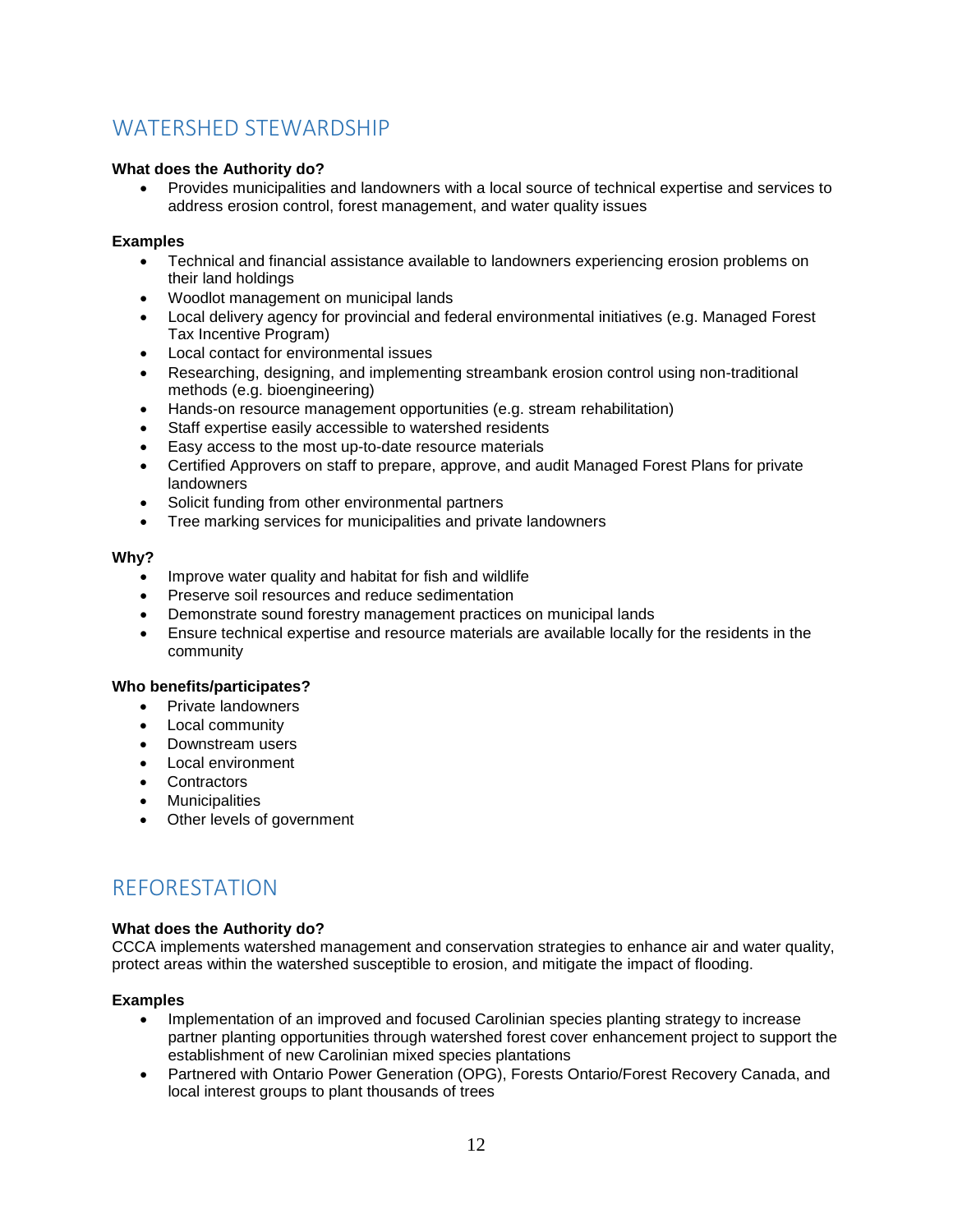## WATERSHED STEWARDSHIP

**What does the Authority do?**

- Provides municipalities and landowners with a local source of technical expertise and services to address erosion control, forest management, and water quality issues

**Examples**

- Technical and financial assistance available to landowners experiencing erosion problems on their land holdings
- Woodlot management on municipal lands
- Local delivery agency for provincial and federal environmental initiatives (e.g. Managed Forest Tax Incentive Program)
- Local contact for environmental issues
- Researching, designing, and implementing streambank erosion control using non-traditional methods (e.g. bioengineering)
- Hands-on resource management opportunities (e.g. stream rehabilitation)
- Staff expertise easily accessible to watershed residents
- Easy access to the most up-to-date resource materials
- Certified Approvers on staff to prepare, approve, and audit Managed Forest Plans for private landowners
- Solicit funding from other environmental partners
- Tree marking services for municipalities and private landowners

**Why?**

- Improve water quality and habitat for fish and wildlife
- Preserve soil resources and reduce sedimentation
- Demonstrate sound forestry management practices on municipal lands
- Ensure technical expertise and resource materials are available locally for the residents in the community

**Who benefits/participates?**

- Private landowners
- Local community
- Downstream users
- Local environment
- Contractors
- Municipalities
- Other levels of government

## REFORESTATION

**What does the Authority do?**

CCCA implements watershed management and conservation strategies to enhance air and water quality, protect areas within the watershed susceptible to erosion, and mitigate the impact of flooding.

**Examples**

- Implementation of an improved and focused Carolinian species planting strategy to increase partner planting opportunities through watershed forest cover enhancement project to support the establishment of new Carolinian mixed species plantations
- Partnered with Ontario Power Generation (OPG), Forests Ontario/Forest Recovery Canada, and local interest groups to plant thousands of trees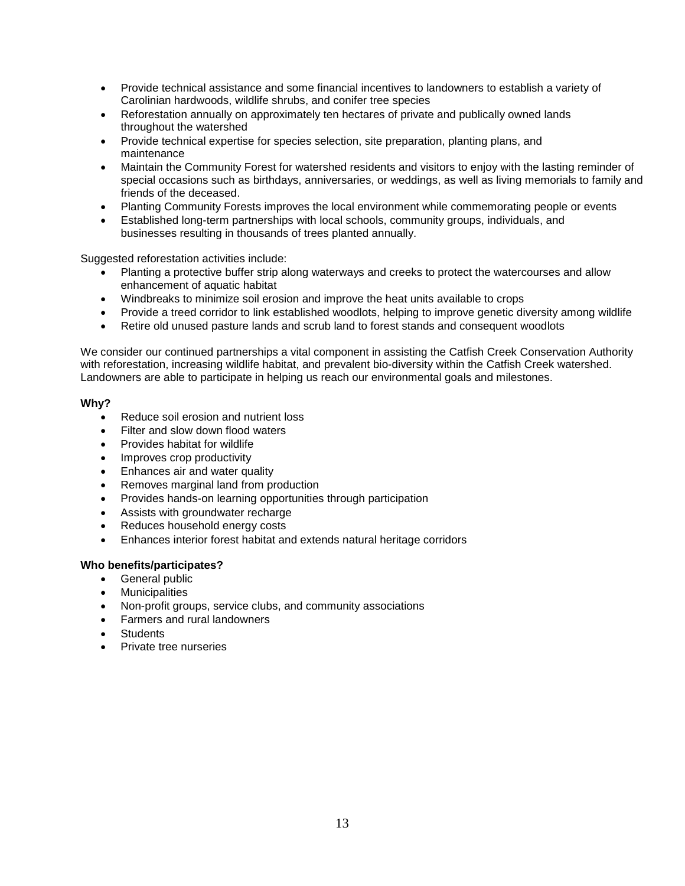- Provide technical assistance and some financial incentives to landowners to establish a variety of Carolinian hardwoods, wildlife shrubs, and conifer tree species
- Reforestation annually on approximately ten hectares of private and publically owned lands throughout the watershed
- Provide technical expertise for species selection, site preparation, planting plans, and maintenance
- Maintain the Community Forest for watershed residents and visitors to enjoy with the lasting reminder of special occasions such as birthdays, anniversaries, or weddings, as well as living memorials to family and friends of the deceased.
- Planting Community Forests improves the local environment while commemorating people or events
- Established long-term partnerships with local schools, community groups, individuals, and businesses resulting in thousands of trees planted annually.

Suggested reforestation activities include:

- Planting a protective buffer strip along waterways and creeks to protect the watercourses and allow enhancement of aquatic habitat
- Windbreaks to minimize soil erosion and improve the heat units available to crops
- Provide a treed corridor to link established woodlots, helping to improve genetic diversity among wildlife
- Retire old unused pasture lands and scrub land to forest stands and consequent woodlots

We consider our continued partnerships a vital component in assisting the Catfish Creek Conservation Authority with reforestation, increasing wildlife habitat, and prevalent bio-diversity within the Catfish Creek watershed. Landowners are able to participate in helping us reach our environmental goals and milestones.

**Why?**

- Reduce soil erosion and nutrient loss
- Filter and slow down flood waters
- Provides habitat for wildlife
- Improves crop productivity
- Enhances air and water quality
- Removes marginal land from production
- Provides hands-on learning opportunities through participation
- Assists with groundwater recharge
- Reduces household energy costs
- Enhances interior forest habitat and extends natural heritage corridors

**Who benefits/participates?**

- General public
- Municipalities
- Non-profit groups, service clubs, and community associations
- Farmers and rural landowners
- Students
- Private tree nurseries